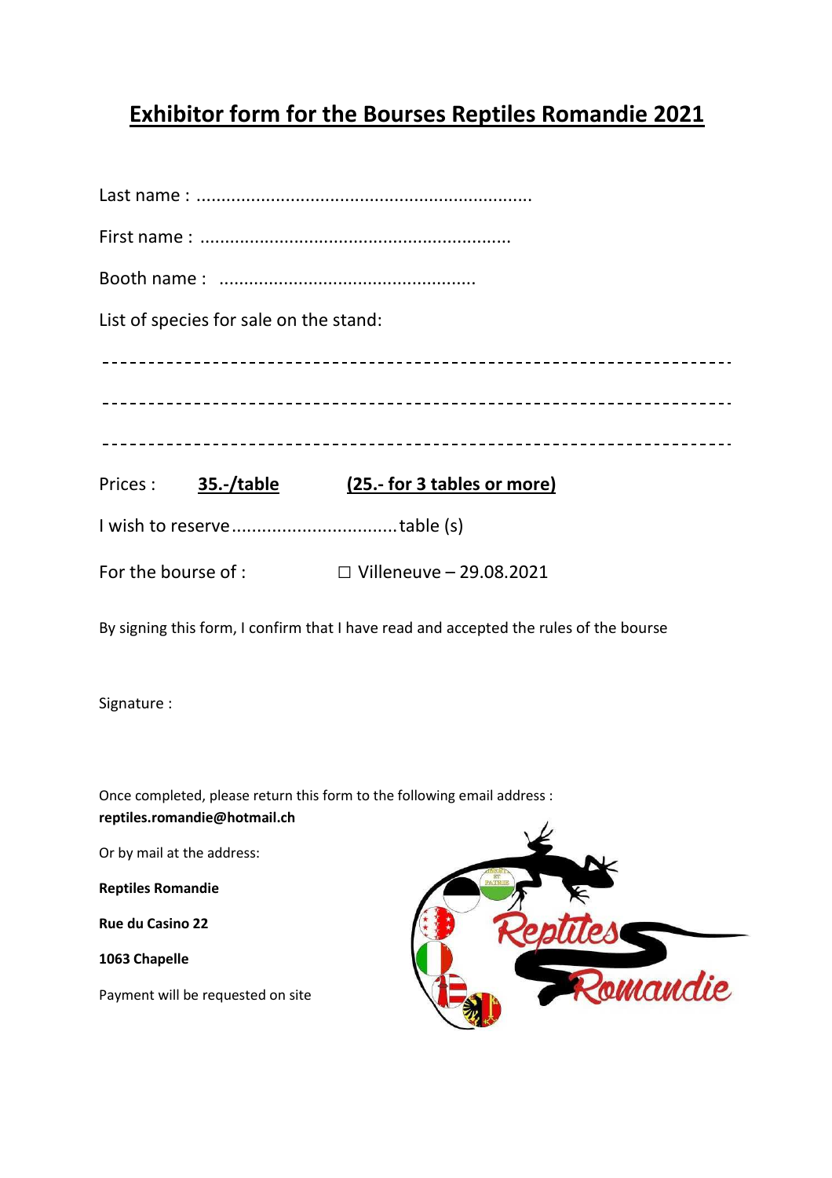# Exhibitor form for the Bourses Reptiles Romandie 2021

Last name : ....................................................................

First name : ..............................................................

Booth name : ....................................................

List of species for sale on the stand:

---

---

---

Prices : **35.-/table** **(25.- for 3 tables or more)**

I wish to reserve.................................table (s)

For the bourse of : ☐ Villeneuve – 29.08.2021

By signing this form, I confirm that I have read and accepted the rules of the bourse

Signature :

Once completed, please return this form to the following email address :
**reptiles.romandie@hotmail.ch**

Or by mail at the address:

**Reptiles Romandie**

**Rue du Casino 22**

**1063 Chapelle**

Payment will be requested on site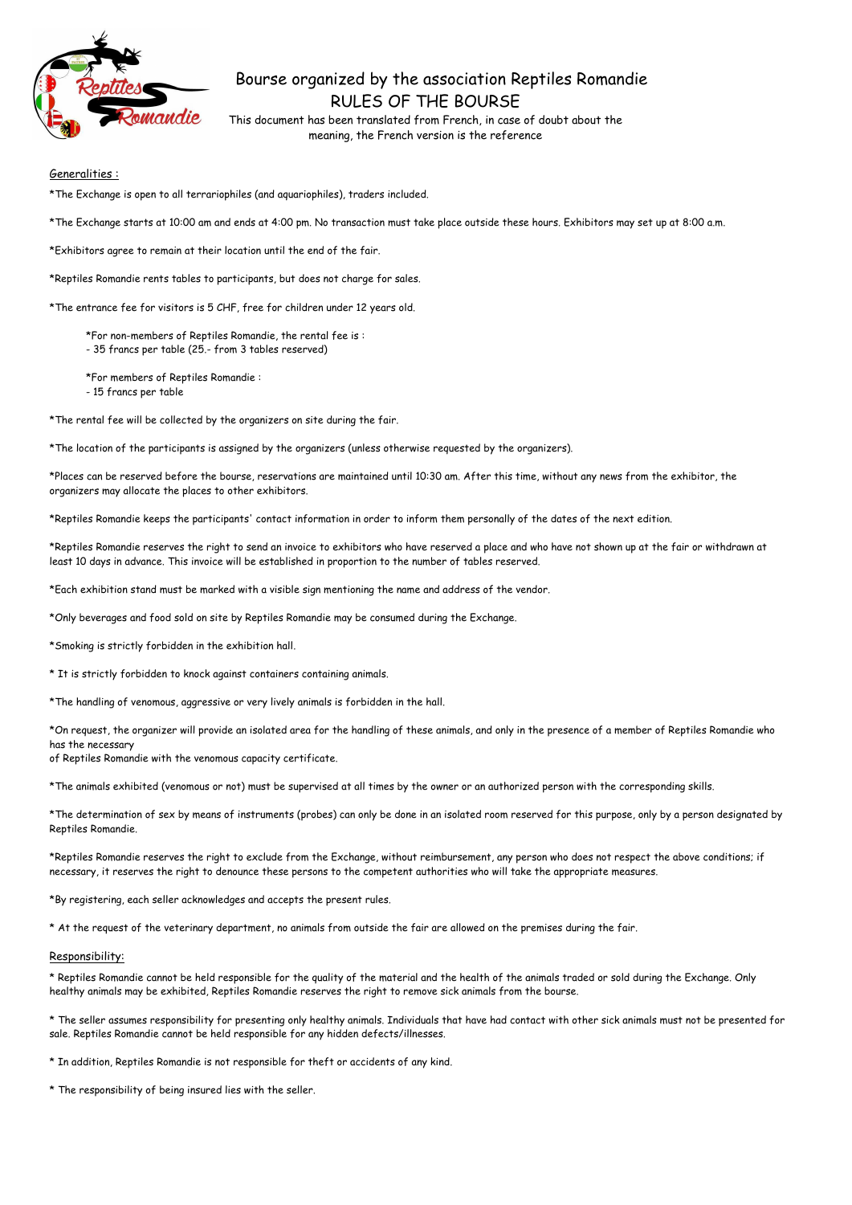# Bourse organized by the association Reptiles Romandie

## RULES OF THE BOURSE

This document has been translated from French, in case of doubt about the meaning, the French version is the reference

Generalities :

*The Exchange is open to all terrariophiles (and aquariophiles), traders included.

*The Exchange starts at 10:00 am and ends at 4:00 pm. No transaction must take place outside these hours. Exhibitors may set up at 8:00 a.m.

*Exhibitors agree to remain at their location until the end of the fair.

*Reptiles Romandie rents tables to participants, but does not charge for sales.

*The entrance fee for visitors is 5 CHF, free for children under 12 years old.

*For non-members of Reptiles Romandie, the rental fee is :
- 35 francs per table (25.- from 3 tables reserved)

*For members of Reptiles Romandie :
- 15 francs per table

*The rental fee will be collected by the organizers on site during the fair.

*The location of the participants is assigned by the organizers (unless otherwise requested by the organizers).

*Places can be reserved before the bourse, reservations are maintained until 10:30 am. After this time, without any news from the exhibitor, the organizers may allocate the places to other exhibitors.

*Reptiles Romandie keeps the participants' contact information in order to inform them personally of the dates of the next edition.

*Reptiles Romandie reserves the right to send an invoice to exhibitors who have reserved a place and who have not shown up at the fair or withdrawn at least 10 days in advance. This invoice will be established in proportion to the number of tables reserved.

*Each exhibition stand must be marked with a visible sign mentioning the name and address of the vendor.

*Only beverages and food sold on site by Reptiles Romandie may be consumed during the Exchange.

*Smoking is strictly forbidden in the exhibition hall.

* It is strictly forbidden to knock against containers containing animals.

*The handling of venomous, aggressive or very lively animals is forbidden in the hall.

*On request, the organizer will provide an isolated area for the handling of these animals, and only in the presence of a member of Reptiles Romandie who has the necessary
of Reptiles Romandie with the venomous capacity certificate.

*The animals exhibited (venomous or not) must be supervised at all times by the owner or an authorized person with the corresponding skills.

*The determination of sex by means of instruments (probes) can only be done in an isolated room reserved for this purpose, only by a person designated by Reptiles Romandie.

*Reptiles Romandie reserves the right to exclude from the Exchange, without reimbursement, any person who does not respect the above conditions; if necessary, it reserves the right to denounce these persons to the competent authorities who will take the appropriate measures.

*By registering, each seller acknowledges and accepts the present rules.

* At the request of the veterinary department, no animals from outside the fair are allowed on the premises during the fair.

Responsibility:

* Reptiles Romandie cannot be held responsible for the quality of the material and the health of the animals traded or sold during the Exchange. Only healthy animals may be exhibited, Reptiles Romandie reserves the right to remove sick animals from the bourse.

* The seller assumes responsibility for presenting only healthy animals. Individuals that have had contact with other sick animals must not be presented for sale. Reptiles Romandie cannot be held responsible for any hidden defects/illnesses.

* In addition, Reptiles Romandie is not responsible for theft or accidents of any kind.

* The responsibility of being insured lies with the seller.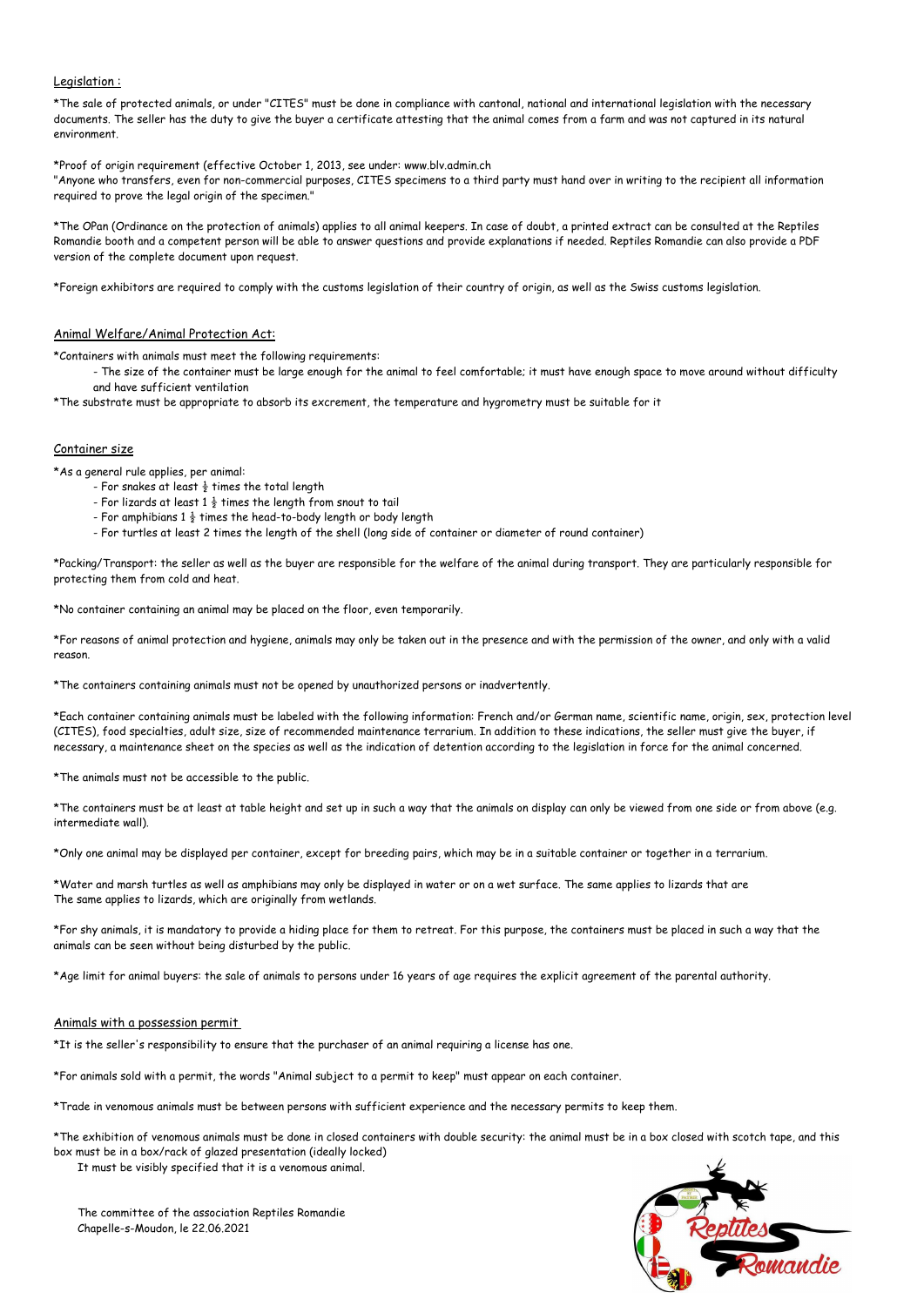Legislation :

*The sale of protected animals, or under "CITES" must be done in compliance with cantonal, national and international legislation with the necessary documents. The seller has the duty to give the buyer a certificate attesting that the animal comes from a farm and was not captured in its natural environment.

*Proof of origin requirement (effective October 1, 2013, see under: www.blv.admin.ch
"Anyone who transfers, even for non-commercial purposes, CITES specimens to a third party must hand over in writing to the recipient all information required to prove the legal origin of the specimen."

*The OPan (Ordinance on the protection of animals) applies to all animal keepers. In case of doubt, a printed extract can be consulted at the Reptiles Romandie booth and a competent person will be able to answer questions and provide explanations if needed. Reptiles Romandie can also provide a PDF version of the complete document upon request.

*Foreign exhibitors are required to comply with the customs legislation of their country of origin, as well as the Swiss customs legislation.

Animal Welfare/Animal Protection Act:

*Containers with animals must meet the following requirements:
- The size of the container must be large enough for the animal to feel comfortable; it must have enough space to move around without difficulty and have sufficient ventilation

*The substrate must be appropriate to absorb its excrement, the temperature and hygrometry must be suitable for it

Container size

*As a general rule applies, per animal:
- For snakes at least ½ times the total length
- For lizards at least 1 ½ times the length from snout to tail
- For amphibians 1 ½ times the head-to-body length or body length
- For turtles at least 2 times the length of the shell (long side of container or diameter of round container)

*Packing/Transport: the seller as well as the buyer are responsible for the welfare of the animal during transport. They are particularly responsible for protecting them from cold and heat.

*No container containing an animal may be placed on the floor, even temporarily.

*For reasons of animal protection and hygiene, animals may only be taken out in the presence and with the permission of the owner, and only with a valid reason.

*The containers containing animals must not be opened by unauthorized persons or inadvertently.

*Each container containing animals must be labeled with the following information: French and/or German name, scientific name, origin, sex, protection level (CITES), food specialties, adult size, size of recommended maintenance terrarium. In addition to these indications, the seller must give the buyer, if necessary, a maintenance sheet on the species as well as the indication of detention according to the legislation in force for the animal concerned.

*The animals must not be accessible to the public.

*The containers must be at least at table height and set up in such a way that the animals on display can only be viewed from one side or from above (e.g. intermediate wall).

*Only one animal may be displayed per container, except for breeding pairs, which may be in a suitable container or together in a terrarium.

*Water and marsh turtles as well as amphibians may only be displayed in water or on a wet surface. The same applies to lizards that are
The same applies to lizards, which are originally from wetlands.

*For shy animals, it is mandatory to provide a hiding place for them to retreat. For this purpose, the containers must be placed in such a way that the animals can be seen without being disturbed by the public.

*Age limit for animal buyers: the sale of animals to persons under 16 years of age requires the explicit agreement of the parental authority.

Animals with a possession permit

*It is the seller's responsibility to ensure that the purchaser of an animal requiring a license has one.

*For animals sold with a permit, the words "Animal subject to a permit to keep" must appear on each container.

*Trade in venomous animals must be between persons with sufficient experience and the necessary permits to keep them.

*The exhibition of venomous animals must be done in closed containers with double security: the animal must be in a box closed with scotch tape, and this box must be in a box/rack of glazed presentation (ideally locked)
It must be visibly specified that it is a venomous animal.

The committee of the association Reptiles Romandie
Chapelle-s-Moudon, le 22.06.2021